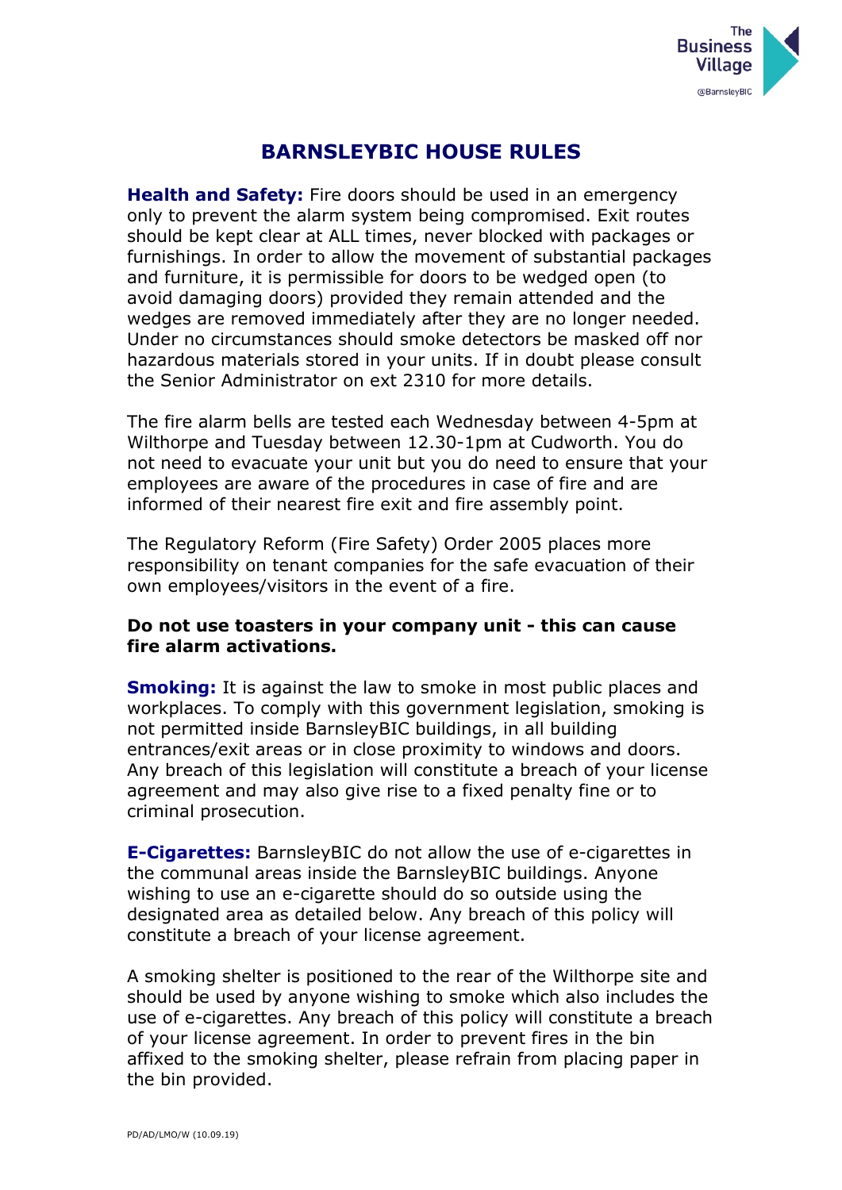# BARNSLEYBIC HOUSE RULES

**Health and Safety:** Fire doors should be used in an emergency only to prevent the alarm system being compromised. Exit routes should be kept clear at ALL times, never blocked with packages or furnishings. In order to allow the movement of substantial packages and furniture, it is permissible for doors to be wedged open (to avoid damaging doors) provided they remain attended and the wedges are removed immediately after they are no longer needed. Under no circumstances should smoke detectors be masked off nor hazardous materials stored in your units. If in doubt please consult the Senior Administrator on ext 2310 for more details.

The fire alarm bells are tested each Wednesday between 4-5pm at Wilthorpe and Tuesday between 12.30-1pm at Cudworth. You do not need to evacuate your unit but you do need to ensure that your employees are aware of the procedures in case of fire and are informed of their nearest fire exit and fire assembly point.

The Regulatory Reform (Fire Safety) Order 2005 places more responsibility on tenant companies for the safe evacuation of their own employees/visitors in the event of a fire.

**Do not use toasters in your company unit - this can cause fire alarm activations.**

**Smoking:** It is against the law to smoke in most public places and workplaces. To comply with this government legislation, smoking is not permitted inside BarnsleyBIC buildings, in all building entrances/exit areas or in close proximity to windows and doors. Any breach of this legislation will constitute a breach of your license agreement and may also give rise to a fixed penalty fine or to criminal prosecution.

**E-Cigarettes:** BarnsleyBIC do not allow the use of e-cigarettes in the communal areas inside the BarnsleyBIC buildings. Anyone wishing to use an e-cigarette should do so outside using the designated area as detailed below. Any breach of this policy will constitute a breach of your license agreement.

A smoking shelter is positioned to the rear of the Wilthorpe site and should be used by anyone wishing to smoke which also includes the use of e-cigarettes. Any breach of this policy will constitute a breach of your license agreement. In order to prevent fires in the bin affixed to the smoking shelter, please refrain from placing paper in the bin provided.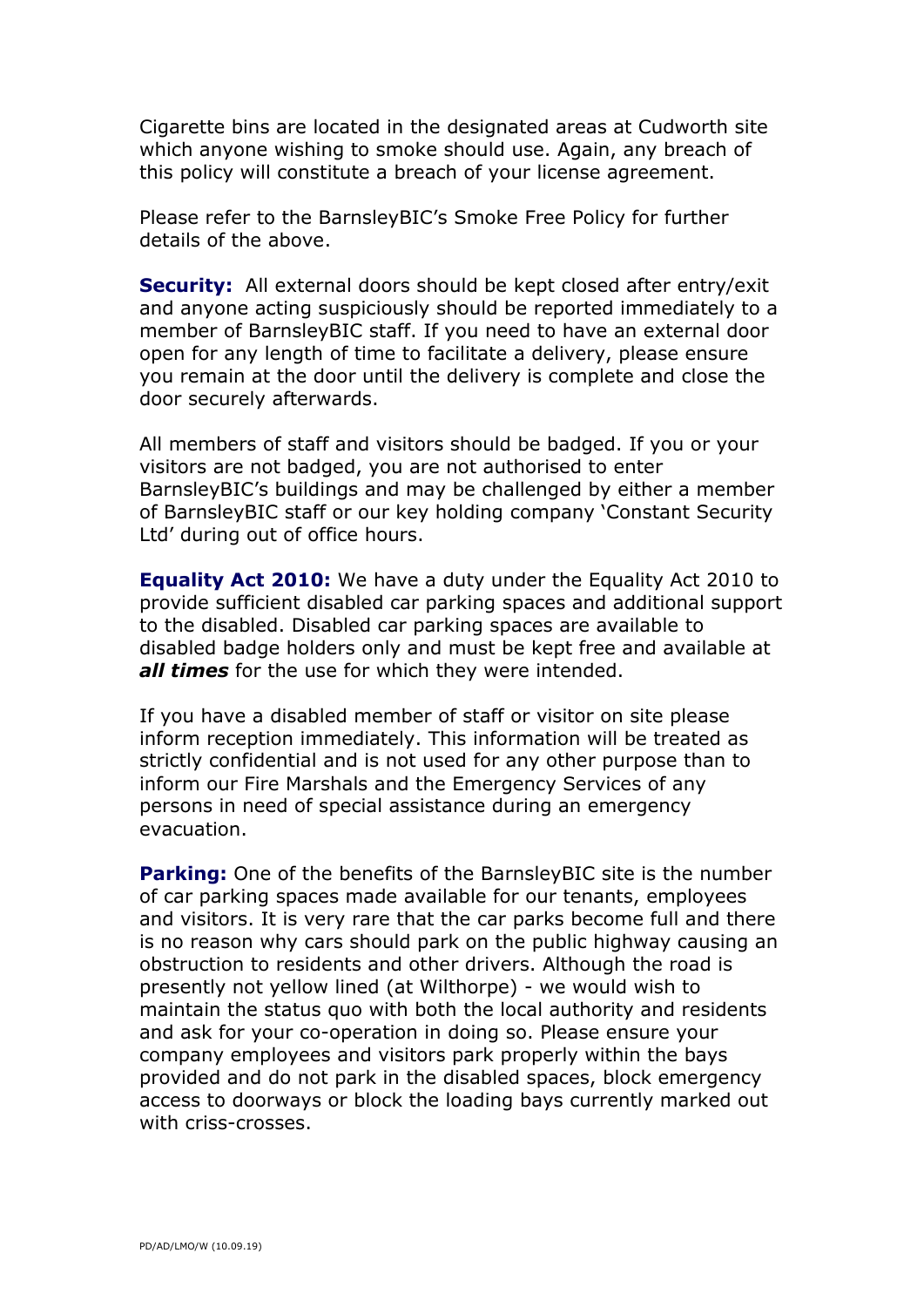Cigarette bins are located in the designated areas at Cudworth site which anyone wishing to smoke should use. Again, any breach of this policy will constitute a breach of your license agreement.

Please refer to the BarnsleyBIC's Smoke Free Policy for further details of the above.

**Security:** All external doors should be kept closed after entry/exit and anyone acting suspiciously should be reported immediately to a member of BarnsleyBIC staff. If you need to have an external door open for any length of time to facilitate a delivery, please ensure you remain at the door until the delivery is complete and close the door securely afterwards.

All members of staff and visitors should be badged. If you or your visitors are not badged, you are not authorised to enter BarnsleyBIC's buildings and may be challenged by either a member of BarnsleyBIC staff or our key holding company 'Constant Security Ltd' during out of office hours.

**Equality Act 2010:** We have a duty under the Equality Act 2010 to provide sufficient disabled car parking spaces and additional support to the disabled. Disabled car parking spaces are available to disabled badge holders only and must be kept free and available at ***all times*** for the use for which they were intended.

If you have a disabled member of staff or visitor on site please inform reception immediately. This information will be treated as strictly confidential and is not used for any other purpose than to inform our Fire Marshals and the Emergency Services of any persons in need of special assistance during an emergency evacuation.

**Parking:** One of the benefits of the BarnsleyBIC site is the number of car parking spaces made available for our tenants, employees and visitors. It is very rare that the car parks become full and there is no reason why cars should park on the public highway causing an obstruction to residents and other drivers. Although the road is presently not yellow lined (at Wilthorpe) - we would wish to maintain the status quo with both the local authority and residents and ask for your co-operation in doing so. Please ensure your company employees and visitors park properly within the bays provided and do not park in the disabled spaces, block emergency access to doorways or block the loading bays currently marked out with criss-crosses.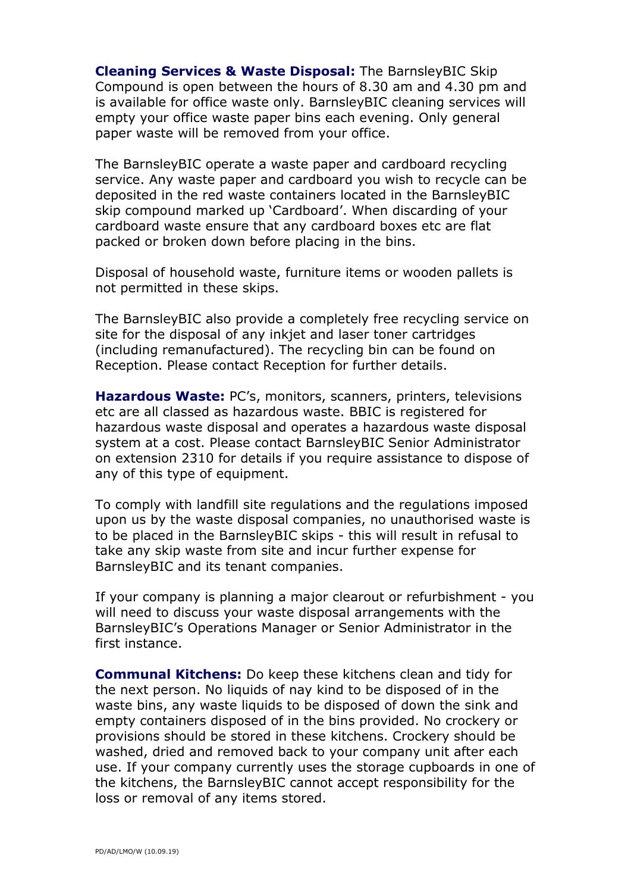**Cleaning Services & Waste Disposal:** The BarnsleyBIC Skip Compound is open between the hours of 8.30 am and 4.30 pm and is available for office waste only. BarnsleyBIC cleaning services will empty your office waste paper bins each evening. Only general paper waste will be removed from your office.

The BarnsleyBIC operate a waste paper and cardboard recycling service. Any waste paper and cardboard you wish to recycle can be deposited in the red waste containers located in the BarnsleyBIC skip compound marked up 'Cardboard'. When discarding of your cardboard waste ensure that any cardboard boxes etc are flat packed or broken down before placing in the bins.

Disposal of household waste, furniture items or wooden pallets is not permitted in these skips.

The BarnsleyBIC also provide a completely free recycling service on site for the disposal of any inkjet and laser toner cartridges (including remanufactured). The recycling bin can be found on Reception. Please contact Reception for further details.

**Hazardous Waste:** PC's, monitors, scanners, printers, televisions etc are all classed as hazardous waste. BBIC is registered for hazardous waste disposal and operates a hazardous waste disposal system at a cost. Please contact BarnsleyBIC Senior Administrator on extension 2310 for details if you require assistance to dispose of any of this type of equipment.

To comply with landfill site regulations and the regulations imposed upon us by the waste disposal companies, no unauthorised waste is to be placed in the BarnsleyBIC skips - this will result in refusal to take any skip waste from site and incur further expense for BarnsleyBIC and its tenant companies.

If your company is planning a major clearout or refurbishment - you will need to discuss your waste disposal arrangements with the BarnsleyBIC's Operations Manager or Senior Administrator in the first instance.

**Communal Kitchens:** Do keep these kitchens clean and tidy for the next person. No liquids of nay kind to be disposed of in the waste bins, any waste liquids to be disposed of down the sink and empty containers disposed of in the bins provided. No crockery or provisions should be stored in these kitchens. Crockery should be washed, dried and removed back to your company unit after each use. If your company currently uses the storage cupboards in one of the kitchens, the BarnsleyBIC cannot accept responsibility for the loss or removal of any items stored.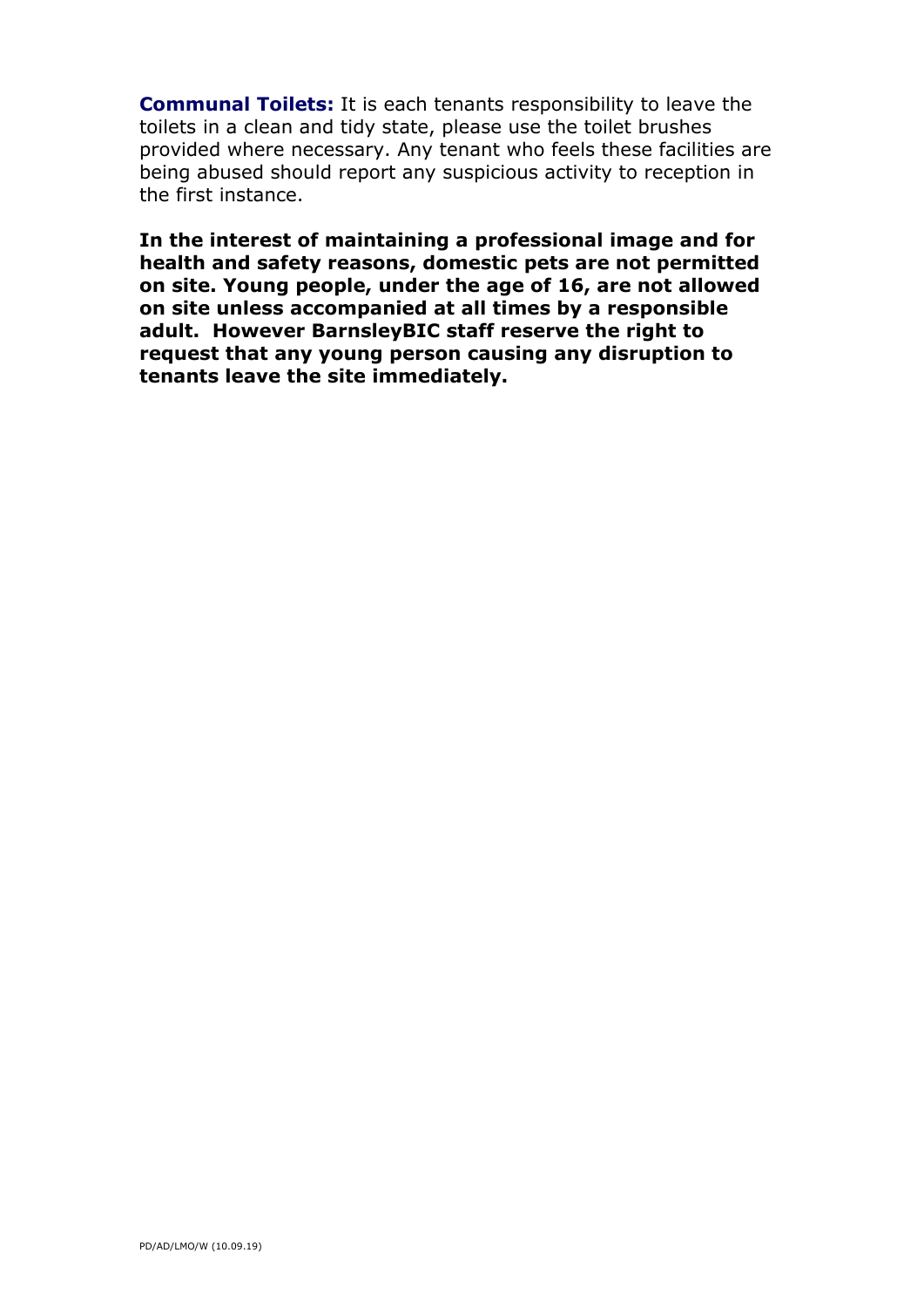**Communal Toilets:** It is each tenants responsibility to leave the toilets in a clean and tidy state, please use the toilet brushes provided where necessary. Any tenant who feels these facilities are being abused should report any suspicious activity to reception in the first instance.

**In the interest of maintaining a professional image and for health and safety reasons, domestic pets are not permitted on site. Young people, under the age of 16, are not allowed on site unless accompanied at all times by a responsible adult.  However BarnsleyBIC staff reserve the right to request that any young person causing any disruption to tenants leave the site immediately.**

PD/AD/LMO/W (10.09.19)